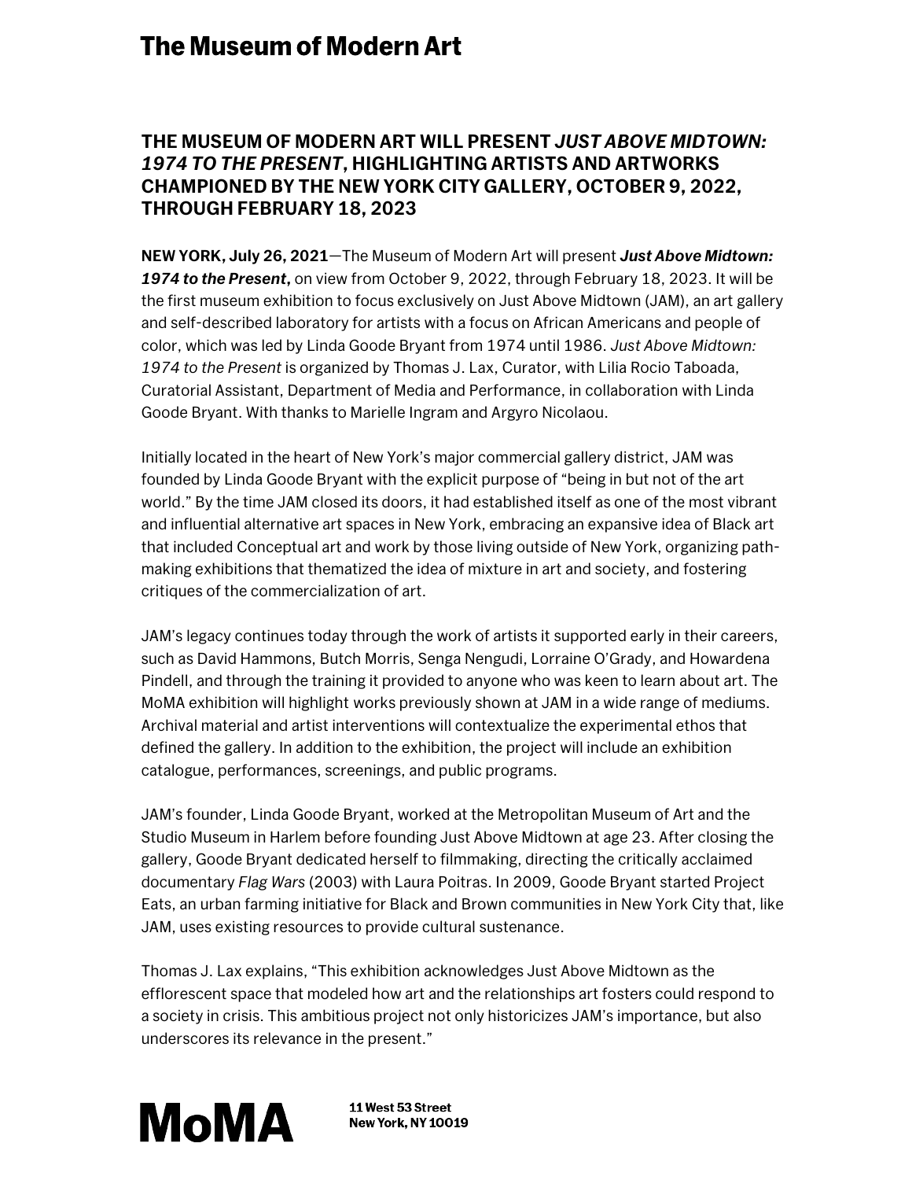# The Museum of Modern Art

## THE MUSEUM OF MODERN ART WILL PRESENT *JUST ABOVE MIDTOWN: 1974 TO THE PRESENT*, HIGHLIGHTING ARTISTS AND ARTWORKS CHAMPIONED BY THE NEW YORK CITY GALLERY, OCTOBER 9, 2022, THROUGH FEBRUARY 18, 2023

**NEW YORK, July 26, 2021**—The Museum of Modern Art will present ***Just Above Midtown: 1974 to the Present***, on view from October 9, 2022, through February 18, 2023. It will be the first museum exhibition to focus exclusively on Just Above Midtown (JAM), an art gallery and self-described laboratory for artists with a focus on African Americans and people of color, which was led by Linda Goode Bryant from 1974 until 1986. *Just Above Midtown: 1974 to the Present* is organized by Thomas J. Lax, Curator, with Lilia Rocio Taboada, Curatorial Assistant, Department of Media and Performance, in collaboration with Linda Goode Bryant. With thanks to Marielle Ingram and Argyro Nicolaou.

Initially located in the heart of New York's major commercial gallery district, JAM was founded by Linda Goode Bryant with the explicit purpose of "being in but not of the art world." By the time JAM closed its doors, it had established itself as one of the most vibrant and influential alternative art spaces in New York, embracing an expansive idea of Black art that included Conceptual art and work by those living outside of New York, organizing path-making exhibitions that thematized the idea of mixture in art and society, and fostering critiques of the commercialization of art.

JAM's legacy continues today through the work of artists it supported early in their careers, such as David Hammons, Butch Morris, Senga Nengudi, Lorraine O'Grady, and Howardena Pindell, and through the training it provided to anyone who was keen to learn about art. The MoMA exhibition will highlight works previously shown at JAM in a wide range of mediums. Archival material and artist interventions will contextualize the experimental ethos that defined the gallery. In addition to the exhibition, the project will include an exhibition catalogue, performances, screenings, and public programs.

JAM's founder, Linda Goode Bryant, worked at the Metropolitan Museum of Art and the Studio Museum in Harlem before founding Just Above Midtown at age 23. After closing the gallery, Goode Bryant dedicated herself to filmmaking, directing the critically acclaimed documentary *Flag Wars* (2003) with Laura Poitras. In 2009, Goode Bryant started Project Eats, an urban farming initiative for Black and Brown communities in New York City that, like JAM, uses existing resources to provide cultural sustenance.

Thomas J. Lax explains, "This exhibition acknowledges Just Above Midtown as the efflorescent space that modeled how art and the relationships art fosters could respond to a society in crisis. This ambitious project not only historicizes JAM's importance, but also underscores its relevance in the present."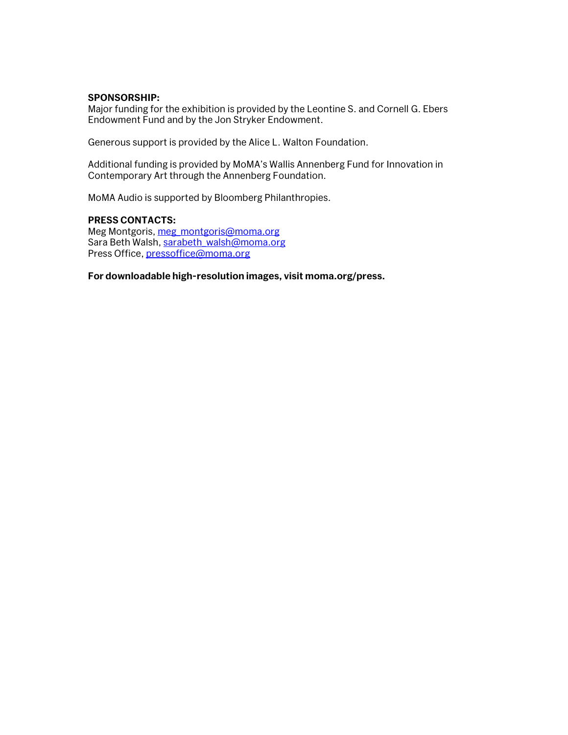**SPONSORSHIP:**
Major funding for the exhibition is provided by the Leontine S. and Cornell G. Ebers Endowment Fund and by the Jon Stryker Endowment.

Generous support is provided by the Alice L. Walton Foundation.

Additional funding is provided by MoMA's Wallis Annenberg Fund for Innovation in Contemporary Art through the Annenberg Foundation.

MoMA Audio is supported by Bloomberg Philanthropies.

**PRESS CONTACTS:**
Meg Montgoris, meg_montgoris@moma.org
Sara Beth Walsh, sarabeth_walsh@moma.org
Press Office, pressoffice@moma.org

**For downloadable high-resolution images, visit moma.org/press.**